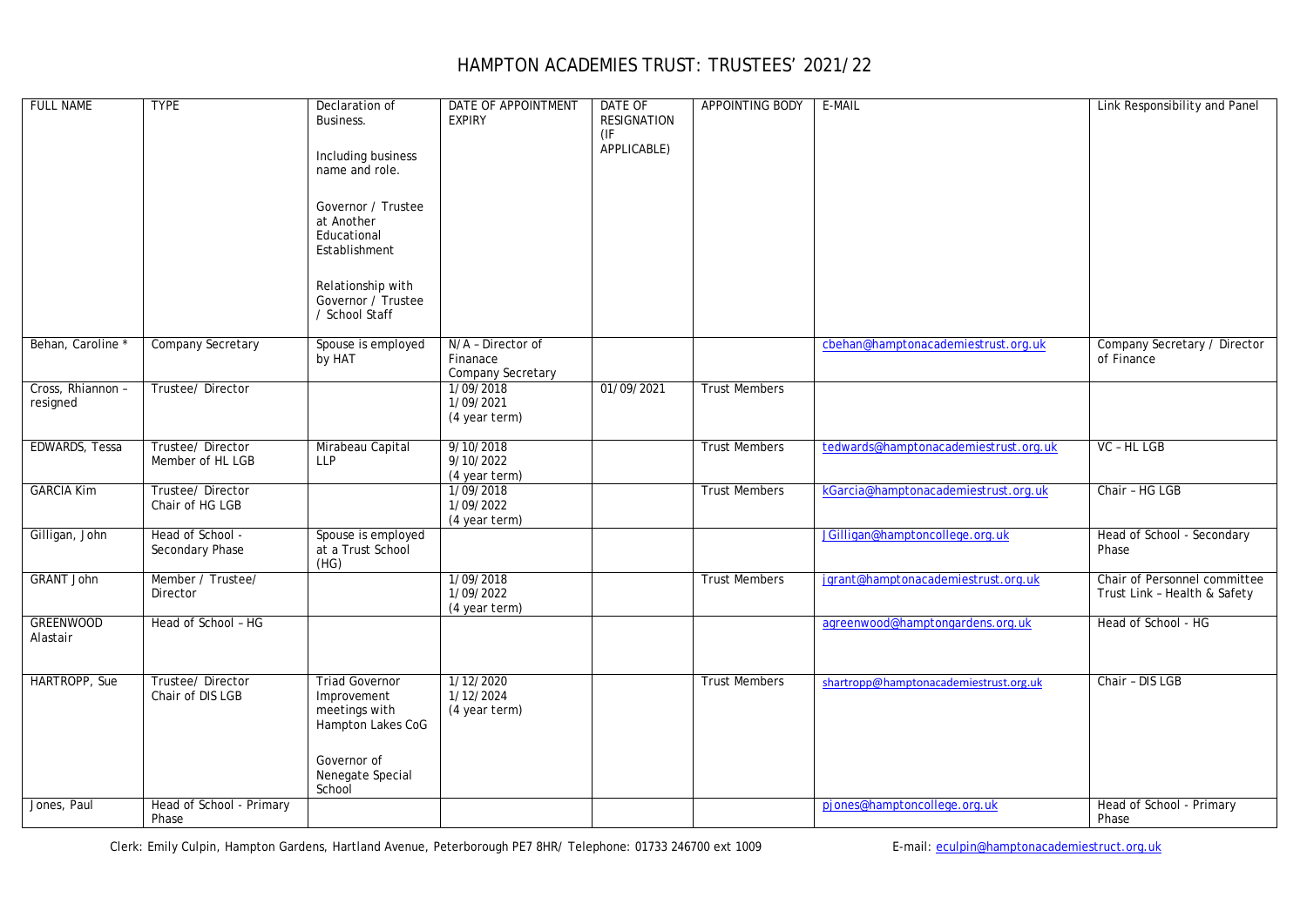# HAMPTON ACADEMIES TRUST: TRUSTEES' 2021/22

| FULL NAME | TYPE | Declaration of Business. Including business name and role. Governor / Trustee at Another Educational Establishment Relationship with Governor / Trustee / School Staff | DATE OF APPOINTMENT EXPIRY | DATE OF RESIGNATION (IF APPLICABLE) | APPOINTING BODY | E-MAIL | Link Responsibility and Panel |
|---|---|---|---|---|---|---|---|
| Behan, Caroline * | Company Secretary | Spouse is employed by HAT | N/A – Director of Finanace Company Secretary | | | cbehan@hamptonacademiestrust.org.uk | Company Secretary / Director of Finance |
| Cross, Rhiannon – resigned | Trustee/ Director | | 1/09/2018 1/09/2021 (4 year term) | 01/09/2021 | Trust Members | | |
| EDWARDS, Tessa | Trustee/ Director Member of HL LGB | Mirabeau Capital LLP | 9/10/2018 9/10/2022 (4 year term) | | Trust Members | tedwards@hamptonacademiestrust.org.uk | VC – HL LGB |
| GARCIA Kim | Trustee/ Director Chair of HG LGB | | 1/09/2018 1/09/2022 (4 year term) | | Trust Members | kGarcia@hamptonacademiestrust.org.uk | Chair – HG LGB |
| Gilligan, John | Head of School - Secondary Phase | Spouse is employed at a Trust School (HG) | | | | JGilligan@hamptoncollege.org.uk | Head of School - Secondary Phase |
| GRANT John | Member / Trustee/ Director | | 1/09/2018 1/09/2022 (4 year term) | | Trust Members | jgrant@hamptonacademiestrust.org.uk | Chair of Personnel committee Trust Link – Health & Safety |
| GREENWOOD Alastair | Head of School – HG | | | | | agreenwood@hamptongardens.org.uk | Head of School - HG |
| HARTROPP, Sue | Trustee/ Director Chair of DIS LGB | Triad Governor Improvement meetings with Hampton Lakes CoG Governor of Nenegate Special School | 1/12/2020 1/12/2024 (4 year term) | | Trust Members | shartropp@hamptonacademiestrust.org.uk | Chair – DIS LGB |
| Jones, Paul | Head of School - Primary Phase | | | | | pjones@hamptoncollege.org.uk | Head of School - Primary Phase |

Clerk: Emily Culpin, Hampton Gardens, Hartland Avenue, Peterborough PE7 8HR/ Telephone: 01733 246700 ext 1009 E-mail: eculpin@hamptonacademiestruct.org.uk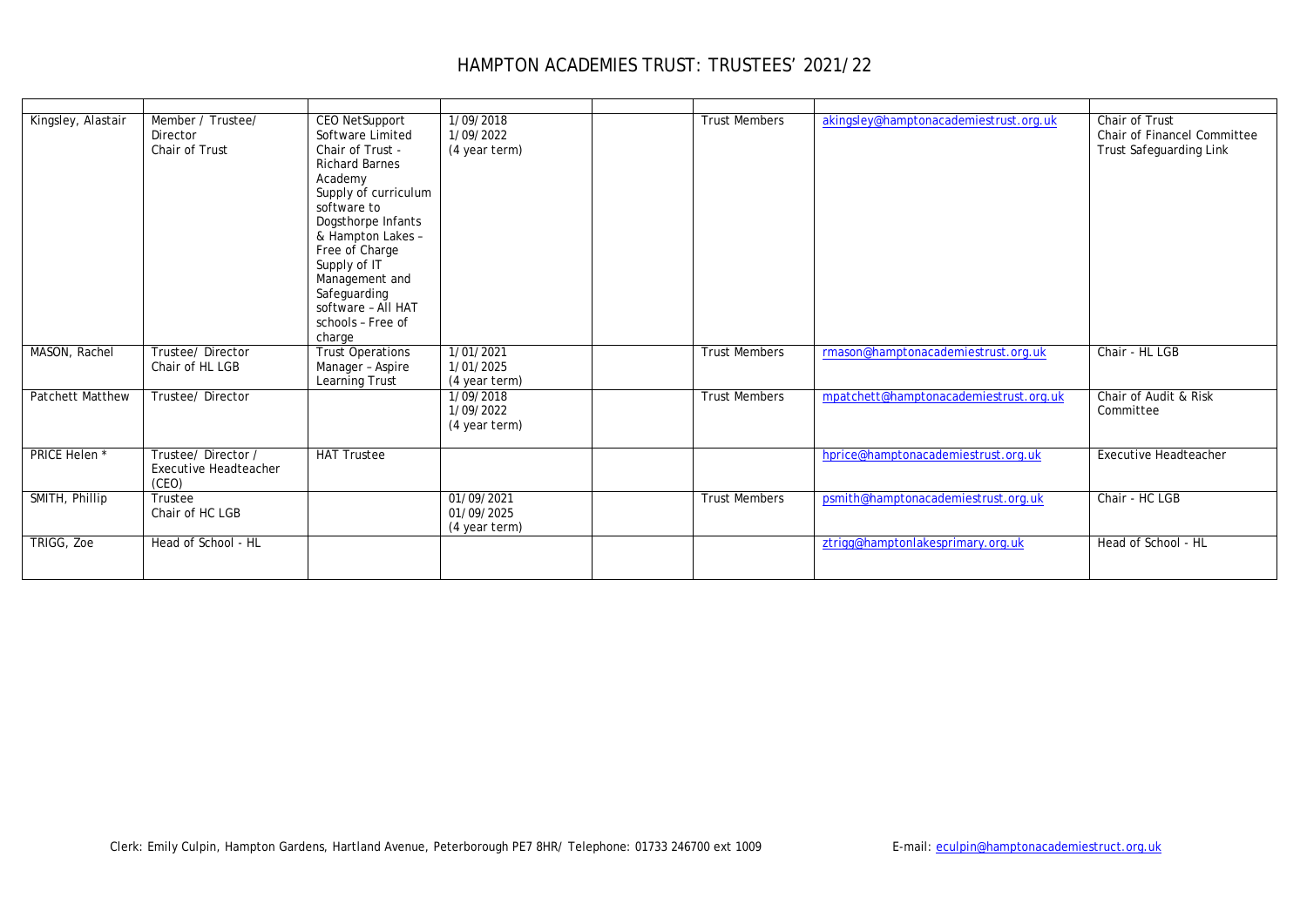# HAMPTON ACADEMIES TRUST: TRUSTEES' 2021/22

| | | | | | | | |
|---|---|---|---|---|---|---|---|
| Kingsley, Alastair | Member / Trustee/ Director<br>Chair of Trust | CEO NetSupport Software Limited<br>Chair of Trust - Richard Barnes Academy<br>Supply of curriculum software to Dogsthorpe Infants & Hampton Lakes – Free of Charge<br>Supply of IT Management and Safeguarding software – All HAT schools – Free of charge | 1/09/2018<br>1/09/2022<br>(4 year term) | | Trust Members | akingsley@hamptonacademiestrust.org.uk | Chair of Trust<br>Chair of Financel Committee<br>Trust Safeguarding Link |
| MASON, Rachel | Trustee/ Director<br>Chair of HL LGB | Trust Operations Manager – Aspire Learning Trust | 1/01/2021<br>1/01/2025<br>(4 year term) | | Trust Members | rmason@hamptonacademiestrust.org.uk | Chair - HL LGB |
| Patchett Matthew | Trustee/ Director | | 1/09/2018<br>1/09/2022<br>(4 year term) | | Trust Members | mpatchett@hamptonacademiestrust.org.uk | Chair of Audit & Risk Committee |
| PRICE Helen * | Trustee/ Director / Executive Headteacher (CEO) | HAT Trustee | | | | hprice@hamptonacademiestrust.org.uk | Executive Headteacher |
| SMITH, Phillip | Trustee<br>Chair of HC LGB | | 01/09/2021<br>01/09/2025<br>(4 year term) | | Trust Members | psmith@hamptonacademiestrust.org.uk | Chair - HC LGB |
| TRIGG, Zoe | Head of School - HL | | | | | ztrigg@hamptonlakesprimary.org.uk | Head of School - HL |

Clerk: Emily Culpin, Hampton Gardens, Hartland Avenue, Peterborough PE7 8HR/ Telephone: 01733 246700 ext 1009 E-mail: eculpin@hamptonacademiestruct.org.uk